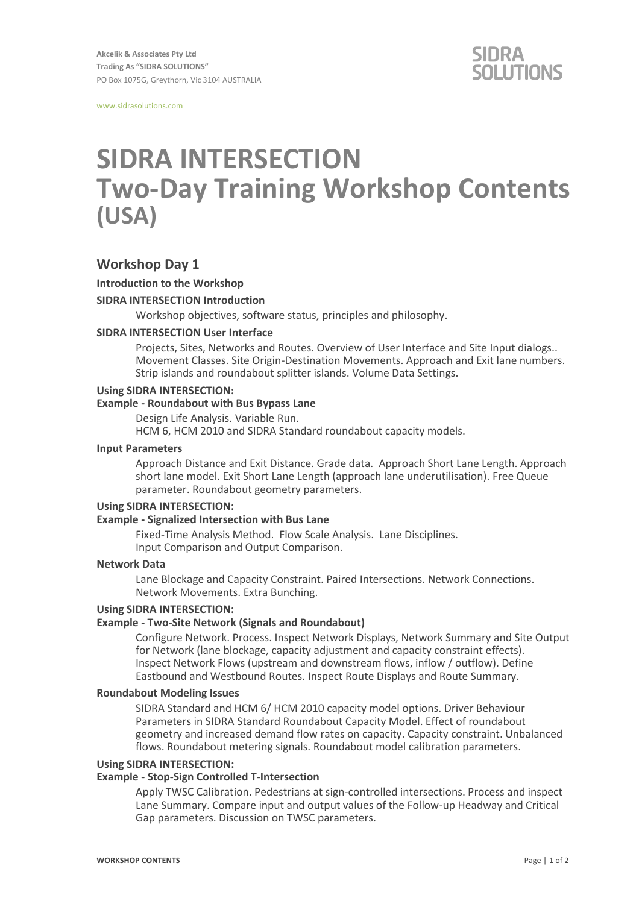Akcelik & Associates Pty Ltd
Trading As "SIDRA SOLUTIONS"
PO Box 1075G, Greythorn, Vic 3104 AUSTRALIA

SIDRA SOLUTIONS

www.sidrasolutions.com

# SIDRA INTERSECTION Two-Day Training Workshop Contents (USA)

## Workshop Day 1

**Introduction to the Workshop**

**SIDRA INTERSECTION Introduction**

Workshop objectives, software status, principles and philosophy.

**SIDRA INTERSECTION User Interface**

Projects, Sites, Networks and Routes. Overview of User Interface and Site Input dialogs.. Movement Classes. Site Origin-Destination Movements. Approach and Exit lane numbers. Strip islands and roundabout splitter islands. Volume Data Settings.

**Using SIDRA INTERSECTION:**
**Example - Roundabout with Bus Bypass Lane**

Design Life Analysis. Variable Run.
HCM 6, HCM 2010 and SIDRA Standard roundabout capacity models.

**Input Parameters**

Approach Distance and Exit Distance. Grade data. Approach Short Lane Length. Approach short lane model. Exit Short Lane Length (approach lane underutilisation). Free Queue parameter. Roundabout geometry parameters.

**Using SIDRA INTERSECTION:**
**Example - Signalized Intersection with Bus Lane**

Fixed-Time Analysis Method. Flow Scale Analysis. Lane Disciplines.
Input Comparison and Output Comparison.

**Network Data**

Lane Blockage and Capacity Constraint. Paired Intersections. Network Connections. Network Movements. Extra Bunching.

**Using SIDRA INTERSECTION:**
**Example - Two-Site Network (Signals and Roundabout)**

Configure Network. Process. Inspect Network Displays, Network Summary and Site Output for Network (lane blockage, capacity adjustment and capacity constraint effects). Inspect Network Flows (upstream and downstream flows, inflow / outflow). Define Eastbound and Westbound Routes. Inspect Route Displays and Route Summary.

**Roundabout Modeling Issues**

SIDRA Standard and HCM 6/ HCM 2010 capacity model options. Driver Behaviour Parameters in SIDRA Standard Roundabout Capacity Model. Effect of roundabout geometry and increased demand flow rates on capacity. Capacity constraint. Unbalanced flows. Roundabout metering signals. Roundabout model calibration parameters.

**Using SIDRA INTERSECTION:**
**Example - Stop-Sign Controlled T-Intersection**

Apply TWSC Calibration. Pedestrians at sign-controlled intersections. Process and inspect Lane Summary. Compare input and output values of the Follow-up Headway and Critical Gap parameters. Discussion on TWSC parameters.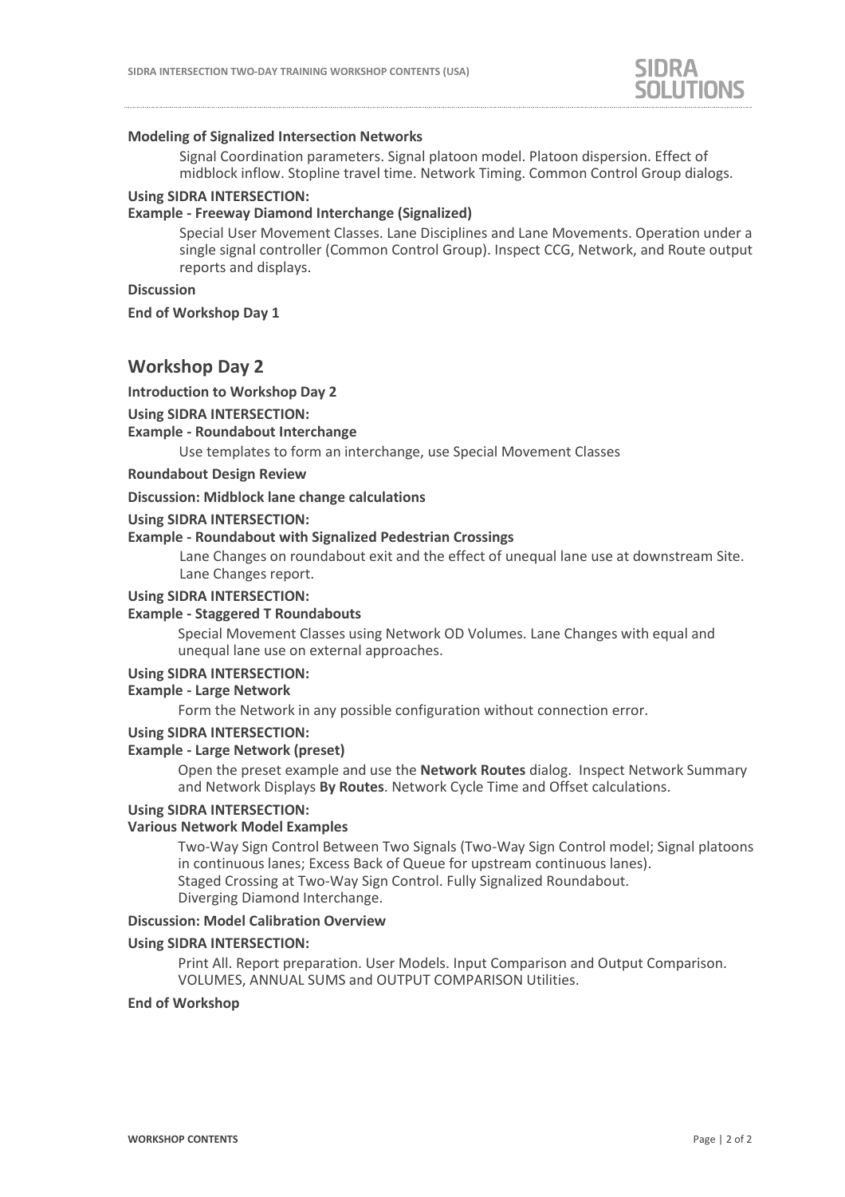**Modeling of Signalized Intersection Networks**

Signal Coordination parameters. Signal platoon model. Platoon dispersion. Effect of midblock inflow. Stopline travel time. Network Timing. Common Control Group dialogs.

**Using SIDRA INTERSECTION:**
**Example - Freeway Diamond Interchange (Signalized)**

Special User Movement Classes. Lane Disciplines and Lane Movements. Operation under a single signal controller (Common Control Group). Inspect CCG, Network, and Route output reports and displays.

**Discussion**

**End of Workshop Day 1**

## Workshop Day 2

**Introduction to Workshop Day 2**

**Using SIDRA INTERSECTION:**
**Example - Roundabout Interchange**

Use templates to form an interchange, use Special Movement Classes

**Roundabout Design Review**

**Discussion: Midblock lane change calculations**

**Using SIDRA INTERSECTION:**
**Example - Roundabout with Signalized Pedestrian Crossings**

Lane Changes on roundabout exit and the effect of unequal lane use at downstream Site. Lane Changes report.

**Using SIDRA INTERSECTION:**
**Example - Staggered T Roundabouts**

Special Movement Classes using Network OD Volumes. Lane Changes with equal and unequal lane use on external approaches.

**Using SIDRA INTERSECTION:**
**Example - Large Network**

Form the Network in any possible configuration without connection error.

**Using SIDRA INTERSECTION:**
**Example - Large Network (preset)**

Open the preset example and use the **Network Routes** dialog. Inspect Network Summary and Network Displays **By Routes**. Network Cycle Time and Offset calculations.

**Using SIDRA INTERSECTION:**
**Various Network Model Examples**

Two-Way Sign Control Between Two Signals (Two-Way Sign Control model; Signal platoons in continuous lanes; Excess Back of Queue for upstream continuous lanes).
Staged Crossing at Two-Way Sign Control. Fully Signalized Roundabout.
Diverging Diamond Interchange.

**Discussion: Model Calibration Overview**

**Using SIDRA INTERSECTION:**

Print All. Report preparation. User Models. Input Comparison and Output Comparison. VOLUMES, ANNUAL SUMS and OUTPUT COMPARISON Utilities.

**End of Workshop**